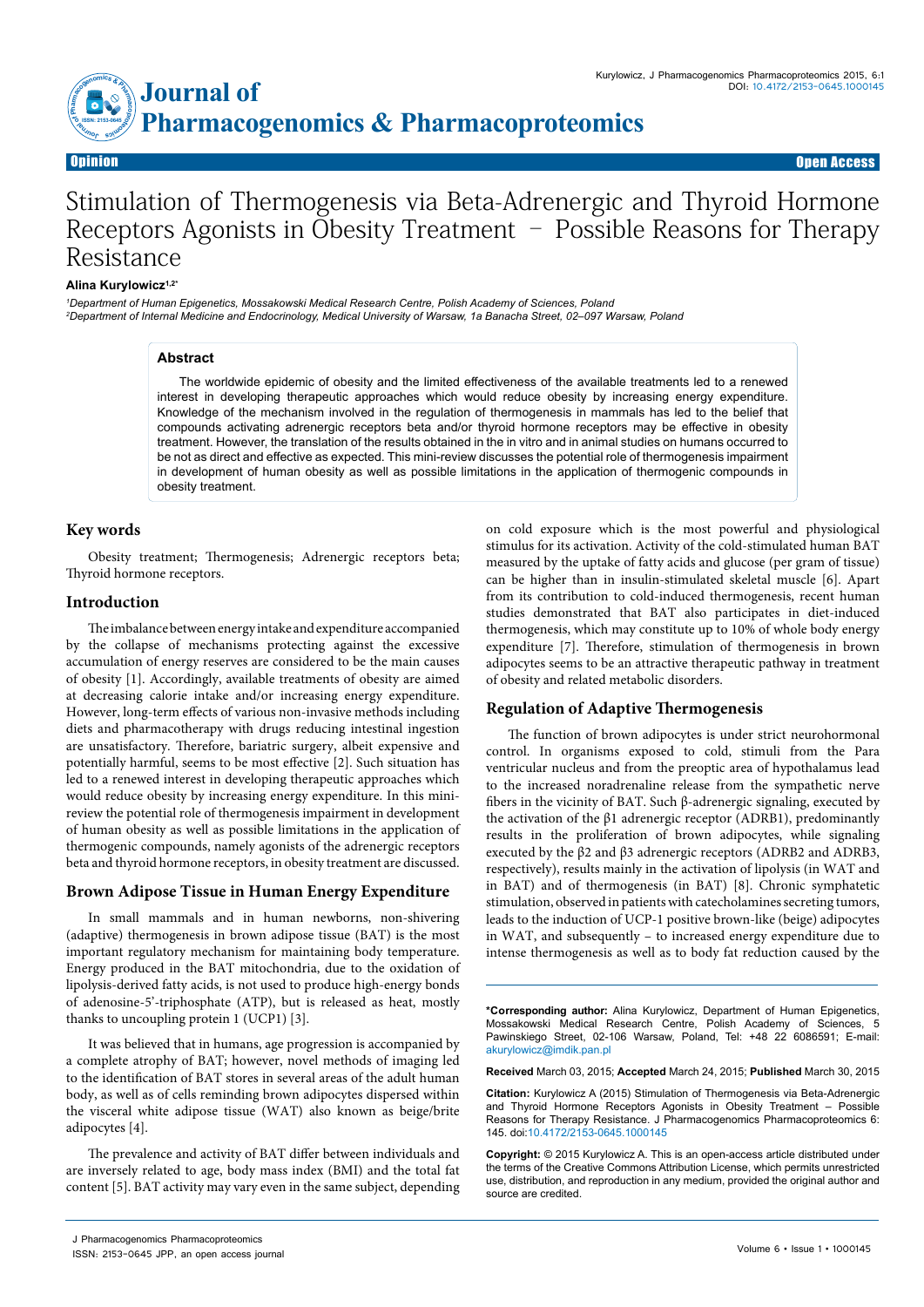Opinion | Open Access

# Stimulation of Thermogenesis via Beta-Adrenergic and Thyroid Hormone Receptors Agonists in Obesity Treatment – Possible Reasons for Therapy Resistance

**Alina Kurylowicz**[1,2*]

[1]Department of Human Epigenetics, Mossakowski Medical Research Centre, Polish Academy of Sciences, Poland
[2]Department of Internal Medicine and Endocrinology, Medical University of Warsaw, 1a Banacha Street, 02–097 Warsaw, Poland

## Abstract

The worldwide epidemic of obesity and the limited effectiveness of the available treatments led to a renewed interest in developing therapeutic approaches which would reduce obesity by increasing energy expenditure. Knowledge of the mechanism involved in the regulation of thermogenesis in mammals has led to the belief that compounds activating adrenergic receptors beta and/or thyroid hormone receptors may be effective in obesity treatment. However, the translation of the results obtained in the in vitro and in animal studies on humans occurred to be not as direct and effective as expected. This mini-review discusses the potential role of thermogenesis impairment in development of human obesity as well as possible limitations in the application of thermogenic compounds in obesity treatment.

## Key words

Obesity treatment; Thermogenesis; Adrenergic receptors beta; Thyroid hormone receptors.

## Introduction

The imbalance between energy intake and expenditure accompanied by the collapse of mechanisms protecting against the excessive accumulation of energy reserves are considered to be the main causes of obesity [1]. Accordingly, available treatments of obesity are aimed at decreasing calorie intake and/or increasing energy expenditure. However, long-term effects of various non-invasive methods including diets and pharmacotherapy with drugs reducing intestinal ingestion are unsatisfactory. Therefore, bariatric surgery, albeit expensive and potentially harmful, seems to be most effective [2]. Such situation has led to a renewed interest in developing therapeutic approaches which would reduce obesity by increasing energy expenditure. In this mini-review the potential role of thermogenesis impairment in development of human obesity as well as possible limitations in the application of thermogenic compounds, namely agonists of the adrenergic receptors beta and thyroid hormone receptors, in obesity treatment are discussed.

## Brown Adipose Tissue in Human Energy Expenditure

In small mammals and in human newborns, non-shivering (adaptive) thermogenesis in brown adipose tissue (BAT) is the most important regulatory mechanism for maintaining body temperature. Energy produced in the BAT mitochondria, due to the oxidation of lipolysis-derived fatty acids, is not used to produce high-energy bonds of adenosine-5'-triphosphate (ATP), but is released as heat, mostly thanks to uncoupling protein 1 (UCP1) [3].

It was believed that in humans, age progression is accompanied by a complete atrophy of BAT; however, novel methods of imaging led to the identification of BAT stores in several areas of the adult human body, as well as of cells reminding brown adipocytes dispersed within the visceral white adipose tissue (WAT) also known as beige/brite adipocytes [4].

The prevalence and activity of BAT differ between individuals and are inversely related to age, body mass index (BMI) and the total fat content [5]. BAT activity may vary even in the same subject, depending on cold exposure which is the most powerful and physiological stimulus for its activation. Activity of the cold-stimulated human BAT measured by the uptake of fatty acids and glucose (per gram of tissue) can be higher than in insulin-stimulated skeletal muscle [6]. Apart from its contribution to cold-induced thermogenesis, recent human studies demonstrated that BAT also participates in diet-induced thermogenesis, which may constitute up to 10% of whole body energy expenditure [7]. Therefore, stimulation of thermogenesis in brown adipocytes seems to be an attractive therapeutic pathway in treatment of obesity and related metabolic disorders.

## Regulation of Adaptive Thermogenesis

The function of brown adipocytes is under strict neurohormonal control. In organisms exposed to cold, stimuli from the Para ventricular nucleus and from the preoptic area of hypothalamus lead to the increased noradrenaline release from the sympathetic nerve fibers in the vicinity of BAT. Such β-adrenergic signaling, executed by the activation of the β1 adrenergic receptor (ADRB1), predominantly results in the proliferation of brown adipocytes, while signaling executed by the β2 and β3 adrenergic receptors (ADRB2 and ADRB3, respectively), results mainly in the activation of lipolysis (in WAT and in BAT) and of thermogenesis (in BAT) [8]. Chronic symphatetic stimulation, observed in patients with catecholamines secreting tumors, leads to the induction of UCP-1 positive brown-like (beige) adipocytes in WAT, and subsequently – to increased energy expenditure due to intense thermogenesis as well as to body fat reduction caused by the

---

***Corresponding author:** Alina Kurylowicz, Department of Human Epigenetics, Mossakowski Medical Research Centre, Polish Academy of Sciences, 5 Pawinskiego Street, 02-106 Warsaw, Poland, Tel: +48 22 6086591; E-mail: akurylowicz@imdik.pan.pl

**Received** March 03, 2015; **Accepted** March 24, 2015; **Published** March 30, 2015

**Citation:** Kurylowicz A (2015) Stimulation of Thermogenesis via Beta-Adrenergic and Thyroid Hormone Receptors Agonists in Obesity Treatment – Possible Reasons for Therapy Resistance. J Pharmacogenomics Pharmacoproteomics 6: 145. doi:10.4172/2153-0645.1000145

**Copyright:** © 2015 Kurylowicz A. This is an open-access article distributed under the terms of the Creative Commons Attribution License, which permits unrestricted use, distribution, and reproduction in any medium, provided the original author and source are credited.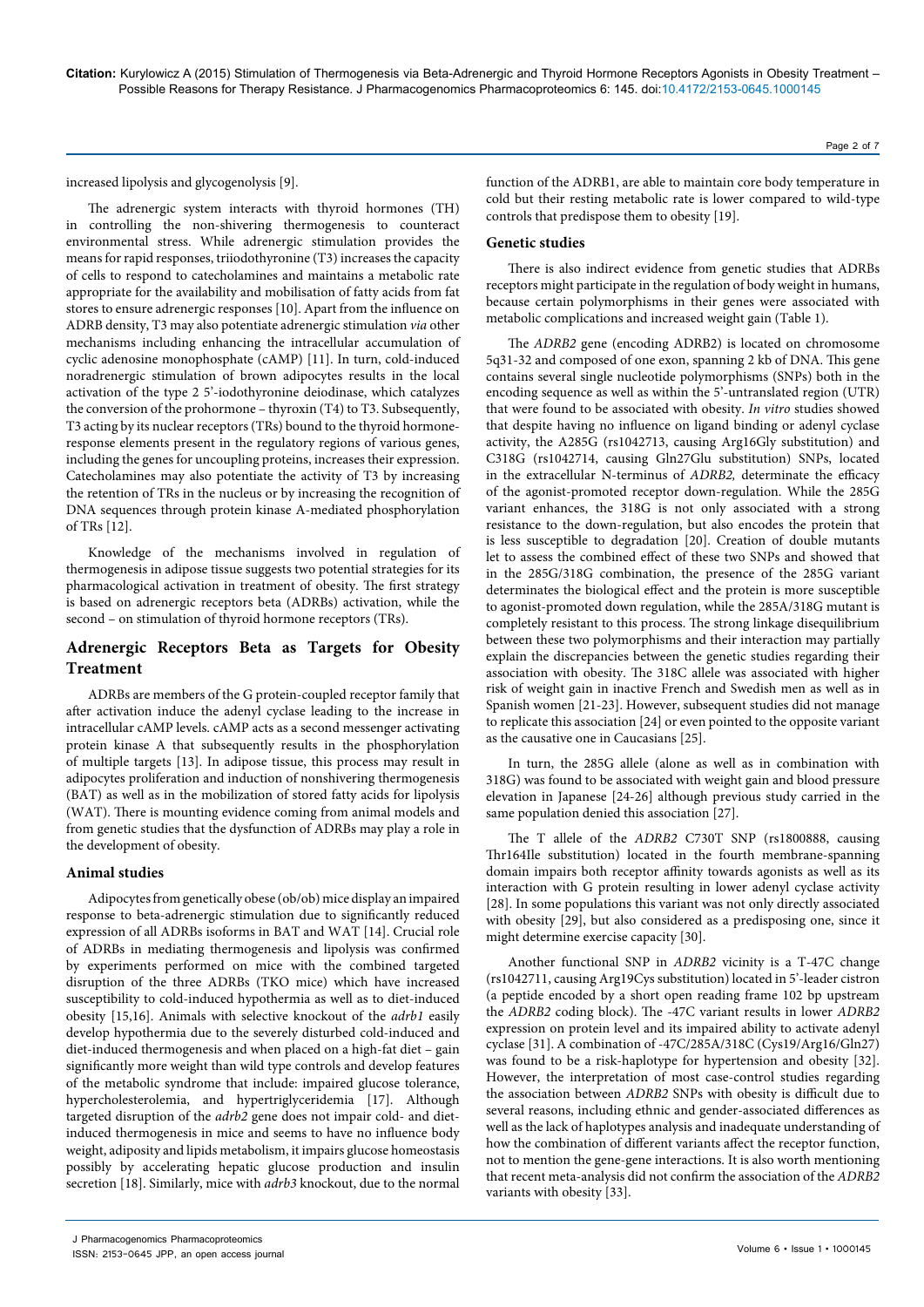increased lipolysis and glycogenolysis [9].

The adrenergic system interacts with thyroid hormones (TH) in controlling the non-shivering thermogenesis to counteract environmental stress. While adrenergic stimulation provides the means for rapid responses, triiodothyronine (T3) increases the capacity of cells to respond to catecholamines and maintains a metabolic rate appropriate for the availability and mobilisation of fatty acids from fat stores to ensure adrenergic responses [10]. Apart from the influence on ADRB density, T3 may also potentiate adrenergic stimulation *via* other mechanisms including enhancing the intracellular accumulation of cyclic adenosine monophosphate (cAMP) [11]. In turn, cold-induced noradrenergic stimulation of brown adipocytes results in the local activation of the type 2 5'-iodothyronine deiodinase, which catalyzes the conversion of the prohormone – thyroxin (T4) to T3. Subsequently, T3 acting by its nuclear receptors (TRs) bound to the thyroid hormone-response elements present in the regulatory regions of various genes, including the genes for uncoupling proteins, increases their expression. Catecholamines may also potentiate the activity of T3 by increasing the retention of TRs in the nucleus or by increasing the recognition of DNA sequences through protein kinase A-mediated phosphorylation of TRs [12].

Knowledge of the mechanisms involved in regulation of thermogenesis in adipose tissue suggests two potential strategies for its pharmacological activation in treatment of obesity. The first strategy is based on adrenergic receptors beta (ADRBs) activation, while the second – on stimulation of thyroid hormone receptors (TRs).

## Adrenergic Receptors Beta as Targets for Obesity Treatment

ADRBs are members of the G protein-coupled receptor family that after activation induce the adenyl cyclase leading to the increase in intracellular cAMP levels. cAMP acts as a second messenger activating protein kinase A that subsequently results in the phosphorylation of multiple targets [13]. In adipose tissue, this process may result in adipocytes proliferation and induction of nonshivering thermogenesis (BAT) as well as in the mobilization of stored fatty acids for lipolysis (WAT). There is mounting evidence coming from animal models and from genetic studies that the dysfunction of ADRBs may play a role in the development of obesity.

### Animal studies

Adipocytes from genetically obese (ob/ob) mice display an impaired response to beta-adrenergic stimulation due to significantly reduced expression of all ADRBs isoforms in BAT and WAT [14]. Crucial role of ADRBs in mediating thermogenesis and lipolysis was confirmed by experiments performed on mice with the combined targeted disruption of the three ADRBs (TKO mice) which have increased susceptibility to cold-induced hypothermia as well as to diet-induced obesity [15,16]. Animals with selective knockout of the *adrb1* easily develop hypothermia due to the severely disturbed cold-induced and diet-induced thermogenesis and when placed on a high-fat diet – gain significantly more weight than wild type controls and develop features of the metabolic syndrome that include: impaired glucose tolerance, hypercholesterolemia, and hypertriglyceridemia [17]. Although targeted disruption of the *adrb2* gene does not impair cold- and diet-induced thermogenesis in mice and seems to have no influence body weight, adiposity and lipids metabolism, it impairs glucose homeostasis possibly by accelerating hepatic glucose production and insulin secretion [18]. Similarly, mice with *adrb3* knockout, due to the normal function of the ADRB1, are able to maintain core body temperature in cold but their resting metabolic rate is lower compared to wild-type controls that predispose them to obesity [19].

### Genetic studies

There is also indirect evidence from genetic studies that ADRBs receptors might participate in the regulation of body weight in humans, because certain polymorphisms in their genes were associated with metabolic complications and increased weight gain (Table 1).

The *ADRB2* gene (encoding ADRB2) is located on chromosome 5q31-32 and composed of one exon, spanning 2 kb of DNA. This gene contains several single nucleotide polymorphisms (SNPs) both in the encoding sequence as well as within the 5'-untranslated region (UTR) that were found to be associated with obesity. *In vitro* studies showed that despite having no influence on ligand binding or adenyl cyclase activity, the A285G (rs1042713, causing Arg16Gly substitution) and C318G (rs1042714, causing Gln27Glu substitution) SNPs, located in the extracellular N-terminus of *ADRB2,* determinate the efficacy of the agonist-promoted receptor down-regulation. While the 285G variant enhances, the 318G is not only associated with a strong resistance to the down-regulation, but also encodes the protein that is less susceptible to degradation [20]. Creation of double mutants let to assess the combined effect of these two SNPs and showed that in the 285G/318G combination, the presence of the 285G variant determinates the biological effect and the protein is more susceptible to agonist-promoted down regulation, while the 285A/318G mutant is completely resistant to this process. The strong linkage disequilibrium between these two polymorphisms and their interaction may partially explain the discrepancies between the genetic studies regarding their association with obesity. The 318C allele was associated with higher risk of weight gain in inactive French and Swedish men as well as in Spanish women [21-23]. However, subsequent studies did not manage to replicate this association [24] or even pointed to the opposite variant as the causative one in Caucasians [25].

In turn, the 285G allele (alone as well as in combination with 318G) was found to be associated with weight gain and blood pressure elevation in Japanese [24-26] although previous study carried in the same population denied this association [27].

The T allele of the *ADRB2* C730T SNP (rs1800888, causing Thr164Ile substitution) located in the fourth membrane-spanning domain impairs both receptor affinity towards agonists as well as its interaction with G protein resulting in lower adenyl cyclase activity [28]. In some populations this variant was not only directly associated with obesity [29], but also considered as a predisposing one, since it might determine exercise capacity [30].

Another functional SNP in *ADRB2* vicinity is a T-47C change (rs1042711, causing Arg19Cys substitution) located in 5'-leader cistron (a peptide encoded by a short open reading frame 102 bp upstream the *ADRB2* coding block). The -47C variant results in lower *ADRB2* expression on protein level and its impaired ability to activate adenyl cyclase [31]. A combination of -47C/285A/318C (Cys19/Arg16/Gln27) was found to be a risk-haplotype for hypertension and obesity [32]. However, the interpretation of most case-control studies regarding the association between *ADRB2* SNPs with obesity is difficult due to several reasons, including ethnic and gender-associated differences as well as the lack of haplotypes analysis and inadequate understanding of how the combination of different variants affect the receptor function, not to mention the gene-gene interactions. It is also worth mentioning that recent meta-analysis did not confirm the association of the *ADRB2* variants with obesity [33].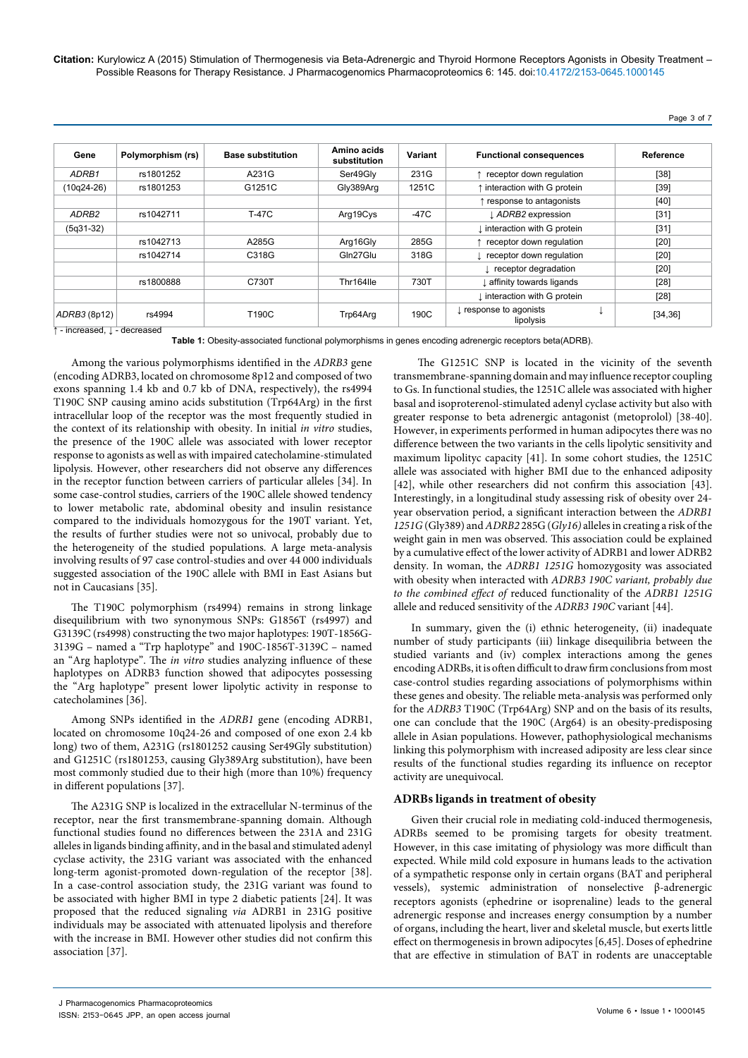| Gene | Polymorphism (rs) | Base substitution | Amino acids substitution | Variant | Functional consequences | Reference |
|---|---|---|---|---|---|---|
| *ADRB1* | rs1801252 | A231G | Ser49Gly | 231G | ↑ receptor down regulation | [38] |
| (10q24-26) | rs1801253 | G1251C | Gly389Arg | 1251C | ↑ interaction with G protein | [39] |
| | | | | | ↑ response to antagonists | [40] |
| *ADRB2* | rs1042711 | T-47C | Arg19Cys | -47C | ↓ *ADRB2* expression | [31] |
| (5q31-32) | | | | | ↓ interaction with G protein | [31] |
| | rs1042713 | A285G | Arg16Gly | 285G | ↑ receptor down regulation | [20] |
| | rs1042714 | C318G | Gln27Glu | 318G | ↓ receptor down regulation | [20] |
| | | | | | ↓ receptor degradation | [20] |
| | rs1800888 | C730T | Thr164Ile | 730T | ↓ affinity towards ligands | [28] |
| | | | | | ↓ interaction with G protein | [28] |
| *ADRB3* (8p12) | rs4994 | T190C | Trp64Arg | 190C | ↓ response to agonists ↓ lipolysis | [34,36] |

↑ - increased, ↓ - decreased

**Table 1:** Obesity-associated functional polymorphisms in genes encoding adrenergic receptors beta(ADRB).

Among the various polymorphisms identified in the *ADRB3* gene (encoding ADRB3, located on chromosome 8p12 and composed of two exons spanning 1.4 kb and 0.7 kb of DNA, respectively), the rs4994 T190C SNP causing amino acids substitution (Trp64Arg) in the first intracellular loop of the receptor was the most frequently studied in the context of its relationship with obesity. In initial *in vitro* studies, the presence of the 190C allele was associated with lower receptor response to agonists as well as with impaired catecholamine-stimulated lipolysis. However, other researchers did not observe any differences in the receptor function between carriers of particular alleles [34]. In some case-control studies, carriers of the 190C allele showed tendency to lower metabolic rate, abdominal obesity and insulin resistance compared to the individuals homozygous for the 190T variant. Yet, the results of further studies were not so univocal, probably due to the heterogeneity of the studied populations. A large meta-analysis involving results of 97 case control-studies and over 44 000 individuals suggested association of the 190C allele with BMI in East Asians but not in Caucasians [35].

The T190C polymorphism (rs4994) remains in strong linkage disequilibrium with two synonymous SNPs: G1856T (rs4997) and G3139C (rs4998) constructing the two major haplotypes: 190T-1856G-3139G – named a "Trp haplotype" and 190C-1856T-3139C – named an "Arg haplotype". The *in vitro* studies analyzing influence of these haplotypes on ADRB3 function showed that adipocytes possessing the "Arg haplotype" present lower lipolytic activity in response to catecholamines [36].

Among SNPs identified in the *ADRB1* gene (encoding ADRB1, located on chromosome 10q24-26 and composed of one exon 2.4 kb long) two of them, A231G (rs1801252 causing Ser49Gly substitution) and G1251C (rs1801253, causing Gly389Arg substitution), have been most commonly studied due to their high (more than 10%) frequency in different populations [37].

The A231G SNP is localized in the extracellular N-terminus of the receptor, near the first transmembrane-spanning domain. Although functional studies found no differences between the 231A and 231G alleles in ligands binding affinity, and in the basal and stimulated adenyl cyclase activity, the 231G variant was associated with the enhanced long-term agonist-promoted down-regulation of the receptor [38]. In a case-control association study, the 231G variant was found to be associated with higher BMI in type 2 diabetic patients [24]. It was proposed that the reduced signaling *via* ADRB1 in 231G positive individuals may be associated with attenuated lipolysis and therefore with the increase in BMI. However other studies did not confirm this association [37].

The G1251C SNP is located in the vicinity of the seventh transmembrane-spanning domain and may influence receptor coupling to Gs. In functional studies, the 1251C allele was associated with higher basal and isoproterenol-stimulated adenyl cyclase activity but also with greater response to beta adrenergic antagonist (metoprolol) [38-40]. However, in experiments performed in human adipocytes there was no difference between the two variants in the cells lipolytic sensitivity and maximum lipolityc capacity [41]. In some cohort studies, the 1251C allele was associated with higher BMI due to the enhanced adiposity [42], while other researchers did not confirm this association [43]. Interestingly, in a longitudinal study assessing risk of obesity over 24-year observation period, a significant interaction between the *ADRB1 1251G* (Gly389) and *ADRB2* 285G (*Gly16)* alleles in creating a risk of the weight gain in men was observed. This association could be explained by a cumulative effect of the lower activity of ADRB1 and lower ADRB2 density. In woman, the *ADRB1 1251G* homozygosity was associated with obesity when interacted with *ADRB3 190C variant, probably due to the combined effect of* reduced functionality of the *ADRB1 1251G* allele and reduced sensitivity of the *ADRB3 190C* variant [44].

In summary, given the (i) ethnic heterogeneity, (ii) inadequate number of study participants (iii) linkage disequilibria between the studied variants and (iv) complex interactions among the genes encoding ADRBs, it is often difficult to draw firm conclusions from most case-control studies regarding associations of polymorphisms within these genes and obesity. The reliable meta-analysis was performed only for the *ADRB3* T190C (Trp64Arg) SNP and on the basis of its results, one can conclude that the 190C (Arg64) is an obesity-predisposing allele in Asian populations. However, pathophysiological mechanisms linking this polymorphism with increased adiposity are less clear since results of the functional studies regarding its influence on receptor activity are unequivocal.

### ADRBs ligands in treatment of obesity

Given their crucial role in mediating cold-induced thermogenesis, ADRBs seemed to be promising targets for obesity treatment. However, in this case imitating of physiology was more difficult than expected. While mild cold exposure in humans leads to the activation of a sympathetic response only in certain organs (BAT and peripheral vessels), systemic administration of nonselective β-adrenergic receptors agonists (ephedrine or isoprenaline) leads to the general adrenergic response and increases energy consumption by a number of organs, including the heart, liver and skeletal muscle, but exerts little effect on thermogenesis in brown adipocytes [6,45]. Doses of ephedrine that are effective in stimulation of BAT in rodents are unacceptable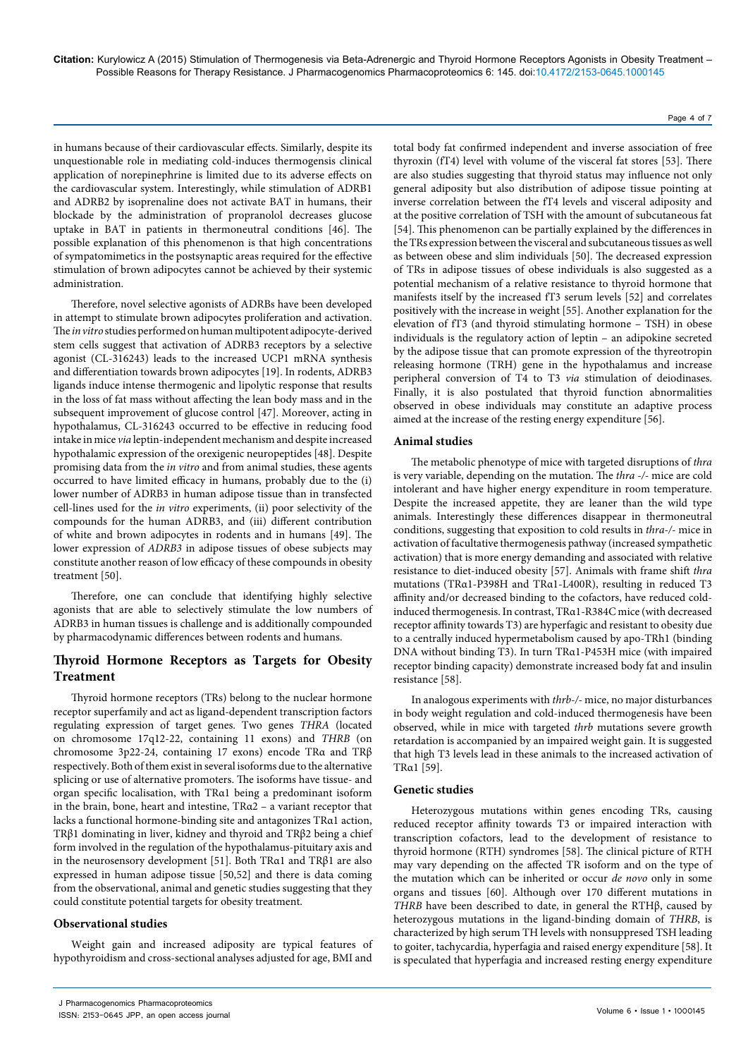in humans because of their cardiovascular effects. Similarly, despite its unquestionable role in mediating cold-induces thermogenesis clinical application of norepinephrine is limited due to its adverse effects on the cardiovascular system. Interestingly, while stimulation of ADRB1 and ADRB2 by isoprenaline does not activate BAT in humans, their blockade by the administration of propranolol decreases glucose uptake in BAT in patients in thermoneutral conditions [46]. The possible explanation of this phenomenon is that high concentrations of sympatomimetics in the postsynaptic areas required for the effective stimulation of brown adipocytes cannot be achieved by their systemic administration.

Therefore, novel selective agonists of ADRBs have been developed in attempt to stimulate brown adipocytes proliferation and activation. The *in vitro* studies performed on human multipotent adipocyte-derived stem cells suggest that activation of ADRB3 receptors by a selective agonist (CL-316243) leads to the increased UCP1 mRNA synthesis and differentiation towards brown adipocytes [19]. In rodents, ADRB3 ligands induce intense thermogenic and lipolytic response that results in the loss of fat mass without affecting the lean body mass and in the subsequent improvement of glucose control [47]. Moreover, acting in hypothalamus, CL-316243 occurred to be effective in reducing food intake in mice *via* leptin-independent mechanism and despite increased hypothalamic expression of the orexigenic neuropeptides [48]. Despite promising data from the *in vitro* and from animal studies, these agents occurred to have limited efficacy in humans, probably due to the (i) lower number of ADRB3 in human adipose tissue than in transfected cell-lines used for the *in vitro* experiments, (ii) poor selectivity of the compounds for the human ADRB3, and (iii) different contribution of white and brown adipocytes in rodents and in humans [49]. The lower expression of *ADRB3* in adipose tissues of obese subjects may constitute another reason of low efficacy of these compounds in obesity treatment [50].

Therefore, one can conclude that identifying highly selective agonists that are able to selectively stimulate the low numbers of ADRB3 in human tissues is challenge and is additionally compounded by pharmacodynamic differences between rodents and humans.

## Thyroid Hormone Receptors as Targets for Obesity Treatment

Thyroid hormone receptors (TRs) belong to the nuclear hormone receptor superfamily and act as ligand-dependent transcription factors regulating expression of target genes. Two genes *THRA* (located on chromosome 17q12-22, containing 11 exons) and *THRB* (on chromosome 3p22-24, containing 17 exons) encode TRα and TRβ respectively. Both of them exist in several isoforms due to the alternative splicing or use of alternative promoters. The isoforms have tissue- and organ specific localisation, with TRα1 being a predominant isoform in the brain, bone, heart and intestine, TRα2 – a variant receptor that lacks a functional hormone-binding site and antagonizes TRα1 action, TRβ1 dominating in liver, kidney and thyroid and TRβ2 being a chief form involved in the regulation of the hypothalamus-pituitary axis and in the neurosensory development [51]. Both TRα1 and TRβ1 are also expressed in human adipose tissue [50,52] and there is data coming from the observational, animal and genetic studies suggesting that they could constitute potential targets for obesity treatment.

### Observational studies

Weight gain and increased adiposity are typical features of hypothyroidism and cross-sectional analyses adjusted for age, BMI and total body fat confirmed independent and inverse association of free thyroxin (fT4) level with volume of the visceral fat stores [53]. There are also studies suggesting that thyroid status may influence not only general adiposity but also distribution of adipose tissue pointing at inverse correlation between the fT4 levels and visceral adiposity and at the positive correlation of TSH with the amount of subcutaneous fat [54]. This phenomenon can be partially explained by the differences in the TRs expression between the visceral and subcutaneous tissues as well as between obese and slim individuals [50]. The decreased expression of TRs in adipose tissues of obese individuals is also suggested as a potential mechanism of a relative resistance to thyroid hormone that manifests itself by the increased fT3 serum levels [52] and correlates positively with the increase in weight [55]. Another explanation for the elevation of fT3 (and thyroid stimulating hormone – TSH) in obese individuals is the regulatory action of leptin – an adipokine secreted by the adipose tissue that can promote expression of the thyreotropin releasing hormone (TRH) gene in the hypothalamus and increase peripheral conversion of T4 to T3 *via* stimulation of deiodinases. Finally, it is also postulated that thyroid function abnormalities observed in obese individuals may constitute an adaptive process aimed at the increase of the resting energy expenditure [56].

### Animal studies

The metabolic phenotype of mice with targeted disruptions of *thra* is very variable, depending on the mutation. The *thra -/-* mice are cold intolerant and have higher energy expenditure in room temperature. Despite the increased appetite, they are leaner than the wild type animals. Interestingly these differences disappear in thermoneutral conditions, suggesting that exposition to cold results in *thra-/-* mice in activation of facultative thermogenesis pathway (increased sympathetic activation) that is more energy demanding and associated with relative resistance to diet-induced obesity [57]. Animals with frame shift *thra* mutations (TRα1-P398H and TRα1-L400R), resulting in reduced T3 affinity and/or decreased binding to the cofactors, have reduced cold-induced thermogenesis. In contrast, TRα1-R384C mice (with decreased receptor affinity towards T3) are hyperfagic and resistant to obesity due to a centrally induced hypermetabolism caused by apo-TRh1 (binding DNA without binding T3). In turn TRα1-P453H mice (with impaired receptor binding capacity) demonstrate increased body fat and insulin resistance [58].

In analogous experiments with *thrb-/-* mice, no major disturbances in body weight regulation and cold-induced thermogenesis have been observed, while in mice with targeted *thrb* mutations severe growth retardation is accompanied by an impaired weight gain. It is suggested that high T3 levels lead in these animals to the increased activation of TRα1 [59].

### Genetic studies

Heterozygous mutations within genes encoding TRs, causing reduced receptor affinity towards T3 or impaired interaction with transcription cofactors, lead to the development of resistance to thyroid hormone (RTH) syndromes [58]. The clinical picture of RTH may vary depending on the affected TR isoform and on the type of the mutation which can be inherited or occur *de novo* only in some organs and tissues [60]. Although over 170 different mutations in *THRB* have been described to date, in general the RTHβ, caused by heterozygous mutations in the ligand-binding domain of *THRB*, is characterized by high serum TH levels with nonsuppresed TSH leading to goiter, tachycardia, hyperfagia and raised energy expenditure [58]. It is speculated that hyperfagia and increased resting energy expenditure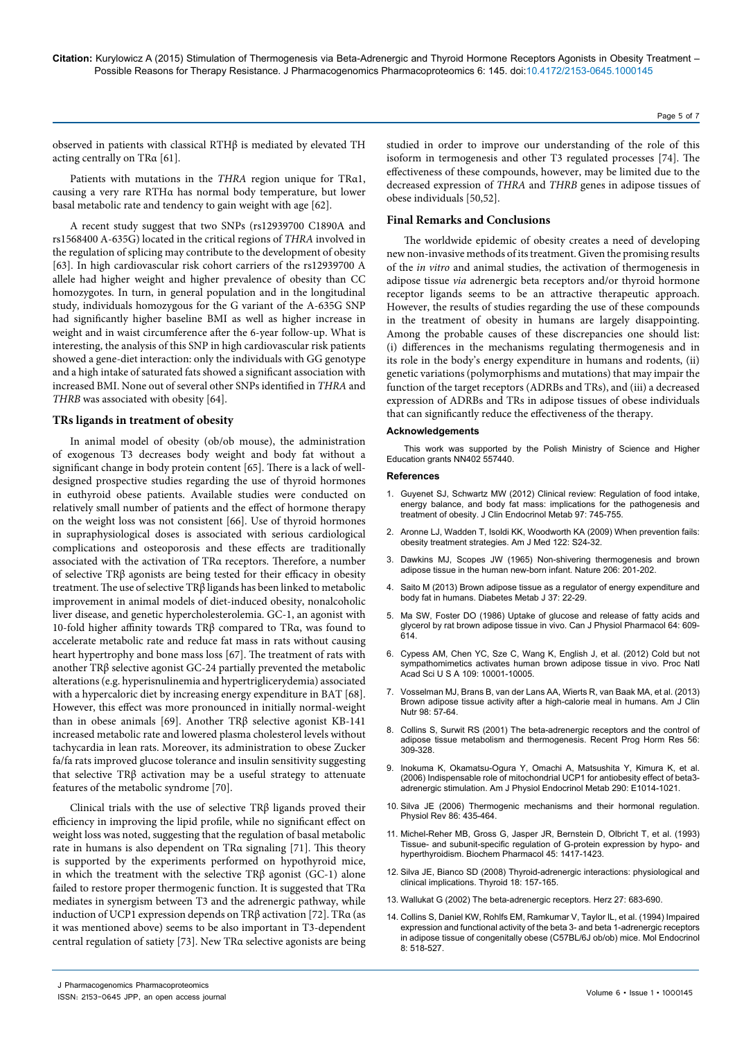observed in patients with classical RTHβ is mediated by elevated TH acting centrally on TRα [61].

Patients with mutations in the *THRA* region unique for TRα1, causing a very rare RTHα has normal body temperature, but lower basal metabolic rate and tendency to gain weight with age [62].

A recent study suggest that two SNPs (rs12939700 C1890A and rs1568400 A-635G) located in the critical regions of *THRA* involved in the regulation of splicing may contribute to the development of obesity [63]. In high cardiovascular risk cohort carriers of the rs12939700 A allele had higher weight and higher prevalence of obesity than CC homozygotes. In turn, in general population and in the longitudinal study, individuals homozygous for the G variant of the A-635G SNP had significantly higher baseline BMI as well as higher increase in weight and in waist circumference after the 6-year follow-up. What is interesting, the analysis of this SNP in high cardiovascular risk patients showed a gene-diet interaction: only the individuals with GG genotype and a high intake of saturated fats showed a significant association with increased BMI. None out of several other SNPs identified in *THRA* and *THRB* was associated with obesity [64].

## TRs ligands in treatment of obesity

In animal model of obesity (ob/ob mouse), the administration of exogenous T3 decreases body weight and body fat without a significant change in body protein content [65]. There is a lack of well-designed prospective studies regarding the use of thyroid hormones in euthyroid obese patients. Available studies were conducted on relatively small number of patients and the effect of hormone therapy on the weight loss was not consistent [66]. Use of thyroid hormones in supraphysiological doses is associated with serious cardiological complications and osteoporosis and these effects are traditionally associated with the activation of TRα receptors. Therefore, a number of selective TRβ agonists are being tested for their efficacy in obesity treatment. The use of selective TRβ ligands has been linked to metabolic improvement in animal models of diet-induced obesity, nonalcoholic liver disease, and genetic hypercholesterolemia. GC-1, an agonist with 10-fold higher affinity towards TRβ compared to TRα, was found to accelerate metabolic rate and reduce fat mass in rats without causing heart hypertrophy and bone mass loss [67]. The treatment of rats with another TRβ selective agonist GC-24 partially prevented the metabolic alterations (e.g. hyperisnulinemia and hypertriglicerydemia) associated with a hypercaloric diet by increasing energy expenditure in BAT [68]. However, this effect was more pronounced in initially normal-weight than in obese animals [69]. Another TRβ selective agonist KB-141 increased metabolic rate and lowered plasma cholesterol levels without tachycardia in lean rats. Moreover, its administration to obese Zucker fa/fa rats improved glucose tolerance and insulin sensitivity suggesting that selective TRβ activation may be a useful strategy to attenuate features of the metabolic syndrome [70].

Clinical trials with the use of selective TRβ ligands proved their efficiency in improving the lipid profile, while no significant effect on weight loss was noted, suggesting that the regulation of basal metabolic rate in humans is also dependent on TRα signaling [71]. This theory is supported by the experiments performed on hypothyroid mice, in which the treatment with the selective TRβ agonist (GC-1) alone failed to restore proper thermogenic function. It is suggested that TRα mediates in synergism between T3 and the adrenergic pathway, while induction of UCP1 expression depends on TRβ activation [72]. TRα (as it was mentioned above) seems to be also important in T3-dependent central regulation of satiety [73]. New TRα selective agonists are being studied in order to improve our understanding of the role of this isoform in termogenesis and other T3 regulated processes [74]. The effectiveness of these compounds, however, may be limited due to the decreased expression of *THRA* and *THRB* genes in adipose tissues of obese individuals [50,52].

## Final Remarks and Conclusions

The worldwide epidemic of obesity creates a need of developing new non-invasive methods of its treatment. Given the promising results of the *in vitro* and animal studies, the activation of thermogenesis in adipose tissue *via* adrenergic beta receptors and/or thyroid hormone receptor ligands seems to be an attractive therapeutic approach. However, the results of studies regarding the use of these compounds in the treatment of obesity in humans are largely disappointing. Among the probable causes of these discrepancies one should list: (i) differences in the mechanisms regulating thermogenesis and in its role in the body's energy expenditure in humans and rodents, (ii) genetic variations (polymorphisms and mutations) that may impair the function of the target receptors (ADRBs and TRs), and (iii) a decreased expression of ADRBs and TRs in adipose tissues of obese individuals that can significantly reduce the effectiveness of the therapy.

### Acknowledgements

This work was supported by the Polish Ministry of Science and Higher Education grants NN402 557440.

### References

1. Guyenet SJ, Schwartz MW (2012) Clinical review: Regulation of food intake, energy balance, and body fat mass: implications for the pathogenesis and treatment of obesity. J Clin Endocrinol Metab 97: 745-755.
2. Aronne LJ, Wadden T, Isoldi KK, Woodworth KA (2009) When prevention fails: obesity treatment strategies. Am J Med 122: S24-32.
3. Dawkins MJ, Scopes JW (1965) Non-shivering thermogenesis and brown adipose tissue in the human new-born infant. Nature 206: 201-202.
4. Saito M (2013) Brown adipose tissue as a regulator of energy expenditure and body fat in humans. Diabetes Metab J 37: 22-29.
5. Ma SW, Foster DO (1986) Uptake of glucose and release of fatty acids and glycerol by rat brown adipose tissue in vivo. Can J Physiol Pharmacol 64: 609-614.
6. Cypess AM, Chen YC, Sze C, Wang K, English J, et al. (2012) Cold but not sympathomimetics activates human brown adipose tissue in vivo. Proc Natl Acad Sci U S A 109: 10001-10005.
7. Vosselman MJ, Brans B, van der Lans AA, Wierts R, van Baak MA, et al. (2013) Brown adipose tissue activity after a high-calorie meal in humans. Am J Clin Nutr 98: 57-64.
8. Collins S, Surwit RS (2001) The beta-adrenergic receptors and the control of adipose tissue metabolism and thermogenesis. Recent Prog Horm Res 56: 309-328.
9. Inokuma K, Okamatsu-Ogura Y, Omachi A, Matsushita Y, Kimura K, et al. (2006) Indispensable role of mitochondrial UCP1 for antiobesity effect of beta3-adrenergic stimulation. Am J Physiol Endocrinol Metab 290: E1014-1021.
10. Silva JE (2006) Thermogenic mechanisms and their hormonal regulation. Physiol Rev 86: 435-464.
11. Michel-Reher MB, Gross G, Jasper JR, Bernstein D, Olbricht T, et al. (1993) Tissue- and subunit-specific regulation of G-protein expression by hypo- and hyperthyroidism. Biochem Pharmacol 45: 1417-1423.
12. Silva JE, Bianco SD (2008) Thyroid-adrenergic interactions: physiological and clinical implications. Thyroid 18: 157-165.
13. Wallukat G (2002) The beta-adrenergic receptors. Herz 27: 683-690.
14. Collins S, Daniel KW, Rohlfs EM, Ramkumar V, Taylor IL, et al. (1994) Impaired expression and functional activity of the beta 3- and beta 1-adrenergic receptors in adipose tissue of congenitally obese (C57BL/6J ob/ob) mice. Mol Endocrinol 8: 518-527.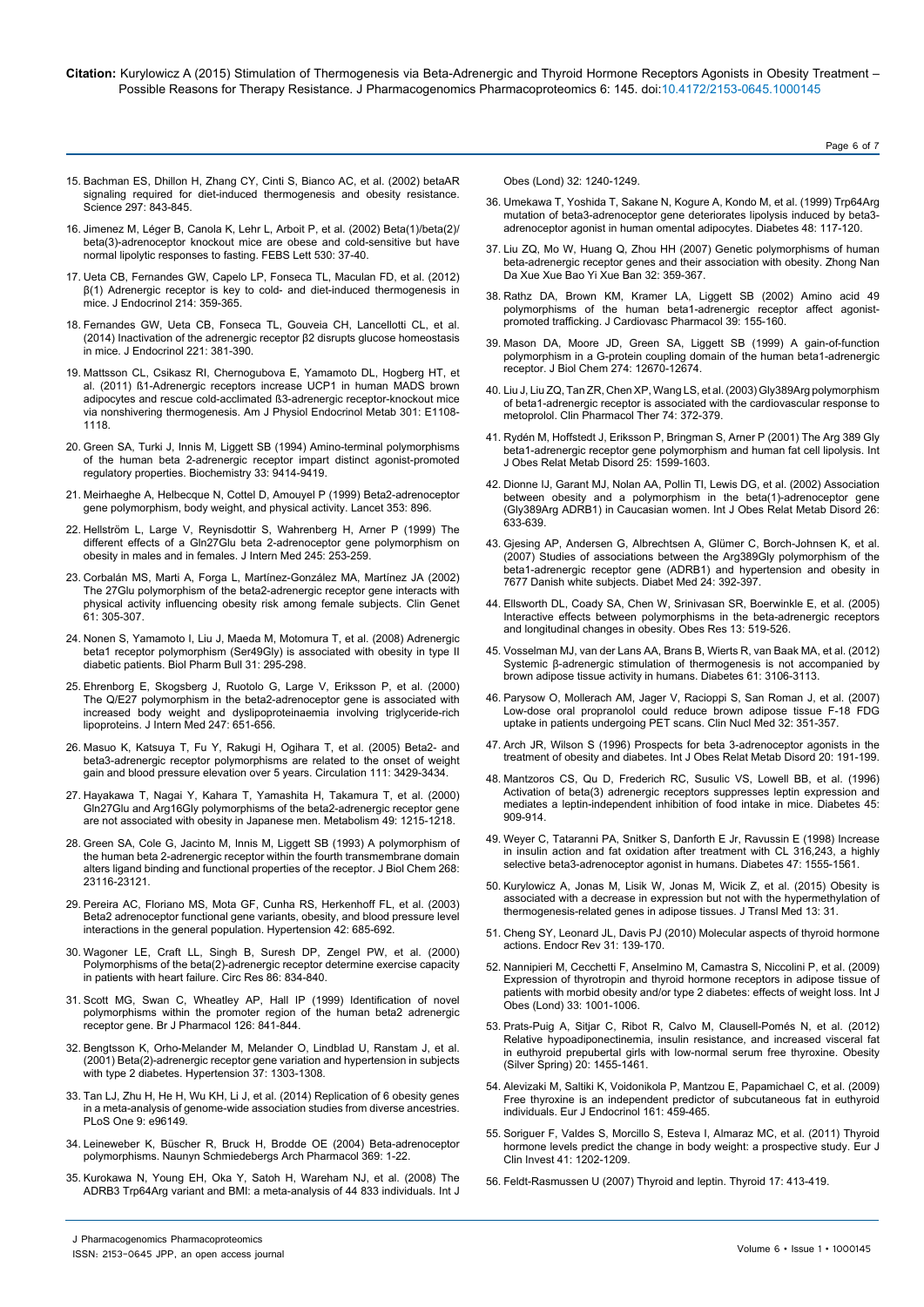15. Bachman ES, Dhillon H, Zhang CY, Cinti S, Bianco AC, et al. (2002) betaAR signaling required for diet-induced thermogenesis and obesity resistance. Science 297: 843-845.

16. Jimenez M, Léger B, Canola K, Lehr L, Arboit P, et al. (2002) Beta(1)/beta(2)/beta(3)-adrenoceptor knockout mice are obese and cold-sensitive but have normal lipolytic responses to fasting. FEBS Lett 530: 37-40.

17. Ueta CB, Fernandes GW, Capelo LP, Fonseca TL, Maculan FD, et al. (2012) β(1) Adrenergic receptor is key to cold- and diet-induced thermogenesis in mice. J Endocrinol 214: 359-365.

18. Fernandes GW, Ueta CB, Fonseca TL, Gouveia CH, Lancellotti CL, et al. (2014) Inactivation of the adrenergic receptor β2 disrupts glucose homeostasis in mice. J Endocrinol 221: 381-390.

19. Mattsson CL, Csikasz RI, Chernogubova E, Yamamoto DL, Hogberg HT, et al. (2011) ß1-Adrenergic receptors increase UCP1 in human MADS brown adipocytes and rescue cold-acclimated ß3-adrenergic receptor-knockout mice via nonshivering thermogenesis. Am J Physiol Endocrinol Metab 301: E1108-1118.

20. Green SA, Turki J, Innis M, Liggett SB (1994) Amino-terminal polymorphisms of the human beta 2-adrenergic receptor impart distinct agonist-promoted regulatory properties. Biochemistry 33: 9414-9419.

21. Meirhaeghe A, Helbecque N, Cottel D, Amouyel P (1999) Beta2-adrenoceptor gene polymorphism, body weight, and physical activity. Lancet 353: 896.

22. Hellström L, Large V, Reynisdottir S, Wahrenberg H, Arner P (1999) The different effects of a Gln27Glu beta 2-adrenoceptor gene polymorphism on obesity in males and in females. J Intern Med 245: 253-259.

23. Corbalán MS, Marti A, Forga L, Martínez-González MA, Martínez JA (2002) The 27Glu polymorphism of the beta2-adrenergic receptor gene interacts with physical activity influencing obesity risk among female subjects. Clin Genet 61: 305-307.

24. Nonen S, Yamamoto I, Liu J, Maeda M, Motomura T, et al. (2008) Adrenergic beta1 receptor polymorphism (Ser49Gly) is associated with obesity in type II diabetic patients. Biol Pharm Bull 31: 295-298.

25. Ehrenborg E, Skogsberg J, Ruotolo G, Large V, Eriksson P, et al. (2000) The Q/E27 polymorphism in the beta2-adrenoceptor gene is associated with increased body weight and dyslipoproteinaemia involving triglyceride-rich lipoproteins. J Intern Med 247: 651-656.

26. Masuo K, Katsuya T, Fu Y, Rakugi H, Ogihara T, et al. (2005) Beta2- and beta3-adrenergic receptor polymorphisms are related to the onset of weight gain and blood pressure elevation over 5 years. Circulation 111: 3429-3434.

27. Hayakawa T, Nagai Y, Kahara T, Yamashita H, Takamura T, et al. (2000) Gln27Glu and Arg16Gly polymorphisms of the beta2-adrenergic receptor gene are not associated with obesity in Japanese men. Metabolism 49: 1215-1218.

28. Green SA, Cole G, Jacinto M, Innis M, Liggett SB (1993) A polymorphism of the human beta 2-adrenergic receptor within the fourth transmembrane domain alters ligand binding and functional properties of the receptor. J Biol Chem 268: 23116-23121.

29. Pereira AC, Floriano MS, Mota GF, Cunha RS, Herkenhoff FL, et al. (2003) Beta2 adrenoceptor functional gene variants, obesity, and blood pressure level interactions in the general population. Hypertension 42: 685-692.

30. Wagoner LE, Craft LL, Singh B, Suresh DP, Zengel PW, et al. (2000) Polymorphisms of the beta(2)-adrenergic receptor determine exercise capacity in patients with heart failure. Circ Res 86: 834-840.

31. Scott MG, Swan C, Wheatley AP, Hall IP (1999) Identification of novel polymorphisms within the promoter region of the human beta2 adrenergic receptor gene. Br J Pharmacol 126: 841-844.

32. Bengtsson K, Orho-Melander M, Melander O, Lindblad U, Ranstam J, et al. (2001) Beta(2)-adrenergic receptor gene variation and hypertension in subjects with type 2 diabetes. Hypertension 37: 1303-1308.

33. Tan LJ, Zhu H, He H, Wu KH, Li J, et al. (2014) Replication of 6 obesity genes in a meta-analysis of genome-wide association studies from diverse ancestries. PLoS One 9: e96149.

34. Leineweber K, Büscher R, Bruck H, Brodde OE (2004) Beta-adrenoceptor polymorphisms. Naunyn Schmiedebergs Arch Pharmacol 369: 1-22.

35. Kurokawa N, Young EH, Oka Y, Satoh H, Wareham NJ, et al. (2008) The ADRB3 Trp64Arg variant and BMI: a meta-analysis of 44 833 individuals. Int J Obes (Lond) 32: 1240-1249.

36. Umekawa T, Yoshida T, Sakane N, Kogure A, Kondo M, et al. (1999) Trp64Arg mutation of beta3-adrenoceptor gene deteriorates lipolysis induced by beta3-adrenoceptor agonist in human omental adipocytes. Diabetes 48: 117-120.

37. Liu ZQ, Mo W, Huang Q, Zhou HH (2007) Genetic polymorphisms of human beta-adrenergic receptor genes and their association with obesity. Zhong Nan Da Xue Xue Bao Yi Xue Ban 32: 359-367.

38. Rathz DA, Brown KM, Kramer LA, Liggett SB (2002) Amino acid 49 polymorphisms of the human beta1-adrenergic receptor affect agonist-promoted trafficking. J Cardiovasc Pharmacol 39: 155-160.

39. Mason DA, Moore JD, Green SA, Liggett SB (1999) A gain-of-function polymorphism in a G-protein coupling domain of the human beta1-adrenergic receptor. J Biol Chem 274: 12670-12674.

40. Liu J, Liu ZQ, Tan ZR, Chen XP, Wang LS, et al. (2003) Gly389Arg polymorphism of beta1-adrenergic receptor is associated with the cardiovascular response to metoprolol. Clin Pharmacol Ther 74: 372-379.

41. Rydén M, Hoffstedt J, Eriksson P, Bringman S, Arner P (2001) The Arg 389 Gly beta1-adrenergic receptor gene polymorphism and human fat cell lipolysis. Int J Obes Relat Metab Disord 25: 1599-1603.

42. Dionne IJ, Garant MJ, Nolan AA, Pollin TI, Lewis DG, et al. (2002) Association between obesity and a polymorphism in the beta(1)-adrenoceptor gene (Gly389Arg ADRB1) in Caucasian women. Int J Obes Relat Metab Disord 26: 633-639.

43. Gjesing AP, Andersen G, Albrechtsen A, Glümer C, Borch-Johnsen K, et al. (2007) Studies of associations between the Arg389Gly polymorphism of the beta1-adrenergic receptor gene (ADRB1) and hypertension and obesity in 7677 Danish white subjects. Diabet Med 24: 392-397.

44. Ellsworth DL, Coady SA, Chen W, Srinivasan SR, Boerwinkle E, et al. (2005) Interactive effects between polymorphisms in the beta-adrenergic receptors and longitudinal changes in obesity. Obes Res 13: 519-526.

45. Vosselman MJ, van der Lans AA, Brans B, Wierts R, van Baak MA, et al. (2012) Systemic β-adrenergic stimulation of thermogenesis is not accompanied by brown adipose tissue activity in humans. Diabetes 61: 3106-3113.

46. Parysow O, Mollerach AM, Jager V, Racioppi S, San Roman J, et al. (2007) Low-dose oral propranolol could reduce brown adipose tissue F-18 FDG uptake in patients undergoing PET scans. Clin Nucl Med 32: 351-357.

47. Arch JR, Wilson S (1996) Prospects for beta 3-adrenoceptor agonists in the treatment of obesity and diabetes. Int J Obes Relat Metab Disord 20: 191-199.

48. Mantzoros CS, Qu D, Frederich RC, Susulic VS, Lowell BB, et al. (1996) Activation of beta(3) adrenergic receptors suppresses leptin expression and mediates a leptin-independent inhibition of food intake in mice. Diabetes 45: 909-914.

49. Weyer C, Tataranni PA, Snitker S, Danforth E Jr, Ravussin E (1998) Increase in insulin action and fat oxidation after treatment with CL 316,243, a highly selective beta3-adrenoceptor agonist in humans. Diabetes 47: 1555-1561.

50. Kurylowicz A, Jonas M, Lisik W, Jonas M, Wicik Z, et al. (2015) Obesity is associated with a decrease in expression but not with the hypermethylation of thermogenesis-related genes in adipose tissues. J Transl Med 13: 31.

51. Cheng SY, Leonard JL, Davis PJ (2010) Molecular aspects of thyroid hormone actions. Endocr Rev 31: 139-170.

52. Nannipieri M, Cecchetti F, Anselmino M, Camastra S, Niccolini P, et al. (2009) Expression of thyrotropin and thyroid hormone receptors in adipose tissue of patients with morbid obesity and/or type 2 diabetes: effects of weight loss. Int J Obes (Lond) 33: 1001-1006.

53. Prats-Puig A, Sitjar C, Ribot R, Calvo M, Clausell-Pomés N, et al. (2012) Relative hypoadiponectinemia, insulin resistance, and increased visceral fat in euthyroid prepubertal girls with low-normal serum free thyroxine. Obesity (Silver Spring) 20: 1455-1461.

54. Alevizaki M, Saltiki K, Voidonikola P, Mantzou E, Papamichael C, et al. (2009) Free thyroxine is an independent predictor of subcutaneous fat in euthyroid individuals. Eur J Endocrinol 161: 459-465.

55. Soriguer F, Valdes S, Morcillo S, Esteva I, Almaraz MC, et al. (2011) Thyroid hormone levels predict the change in body weight: a prospective study. Eur J Clin Invest 41: 1202-1209.

56. Feldt-Rasmussen U (2007) Thyroid and leptin. Thyroid 17: 413-419.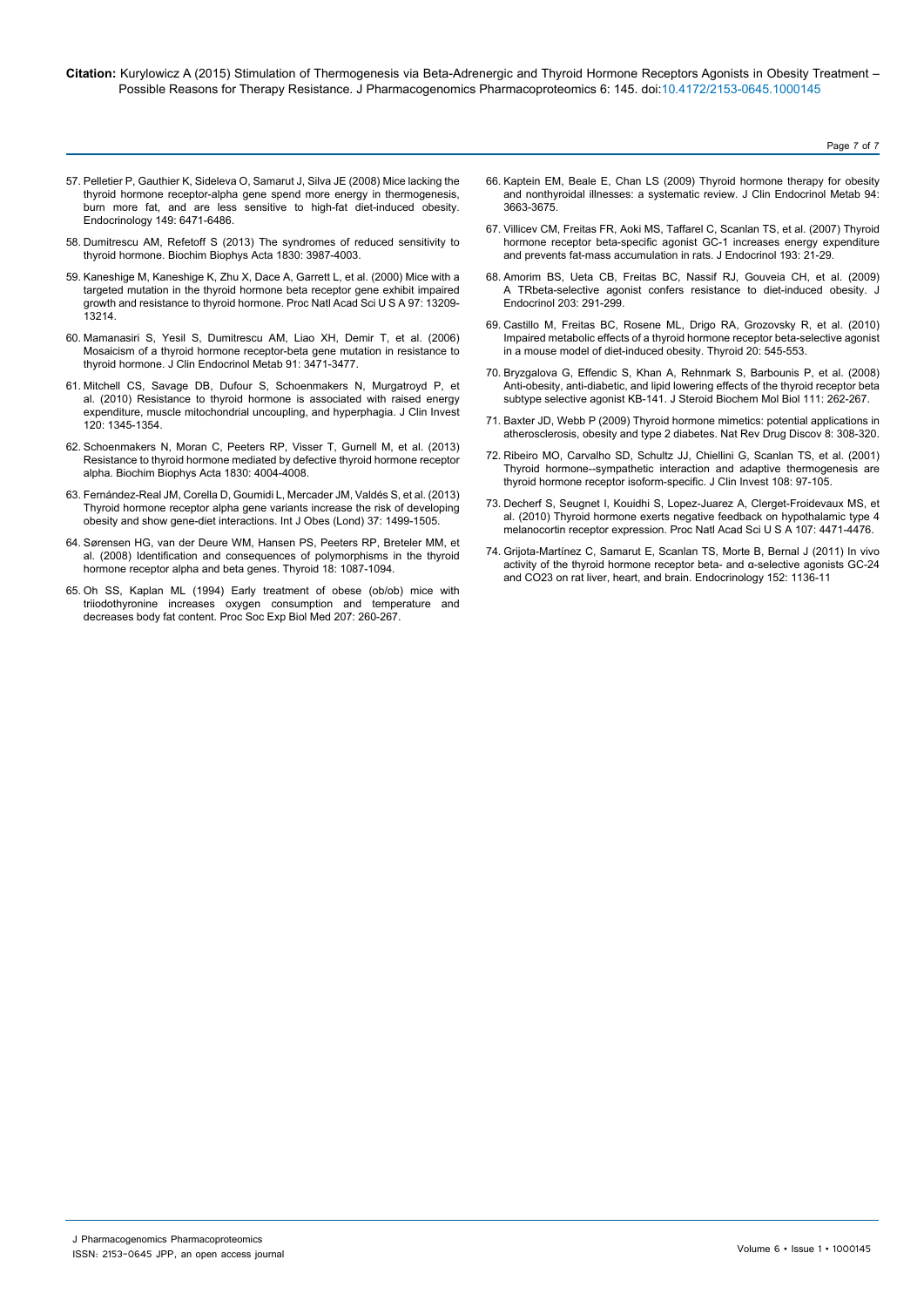57. Pelletier P, Gauthier K, Sideleva O, Samarut J, Silva JE (2008) Mice lacking the thyroid hormone receptor-alpha gene spend more energy in thermogenesis, burn more fat, and are less sensitive to high-fat diet-induced obesity. Endocrinology 149: 6471-6486.

58. Dumitrescu AM, Refetoff S (2013) The syndromes of reduced sensitivity to thyroid hormone. Biochim Biophys Acta 1830: 3987-4003.

59. Kaneshige M, Kaneshige K, Zhu X, Dace A, Garrett L, et al. (2000) Mice with a targeted mutation in the thyroid hormone beta receptor gene exhibit impaired growth and resistance to thyroid hormone. Proc Natl Acad Sci U S A 97: 13209-13214.

60. Mamanasiri S, Yesil S, Dumitrescu AM, Liao XH, Demir T, et al. (2006) Mosaicism of a thyroid hormone receptor-beta gene mutation in resistance to thyroid hormone. J Clin Endocrinol Metab 91: 3471-3477.

61. Mitchell CS, Savage DB, Dufour S, Schoenmakers N, Murgatroyd P, et al. (2010) Resistance to thyroid hormone is associated with raised energy expenditure, muscle mitochondrial uncoupling, and hyperphagia. J Clin Invest 120: 1345-1354.

62. Schoenmakers N, Moran C, Peeters RP, Visser T, Gurnell M, et al. (2013) Resistance to thyroid hormone mediated by defective thyroid hormone receptor alpha. Biochim Biophys Acta 1830: 4004-4008.

63. Fernández-Real JM, Corella D, Goumidi L, Mercader JM, Valdés S, et al. (2013) Thyroid hormone receptor alpha gene variants increase the risk of developing obesity and show gene-diet interactions. Int J Obes (Lond) 37: 1499-1505.

64. Sørensen HG, van der Deure WM, Hansen PS, Peeters RP, Breteler MM, et al. (2008) Identification and consequences of polymorphisms in the thyroid hormone receptor alpha and beta genes. Thyroid 18: 1087-1094.

65. Oh SS, Kaplan ML (1994) Early treatment of obese (ob/ob) mice with triiodothyronine increases oxygen consumption and temperature and decreases body fat content. Proc Soc Exp Biol Med 207: 260-267.

66. Kaptein EM, Beale E, Chan LS (2009) Thyroid hormone therapy for obesity and nonthyroidal illnesses: a systematic review. J Clin Endocrinol Metab 94: 3663-3675.

67. Villicev CM, Freitas FR, Aoki MS, Taffarel C, Scanlan TS, et al. (2007) Thyroid hormone receptor beta-specific agonist GC-1 increases energy expenditure and prevents fat-mass accumulation in rats. J Endocrinol 193: 21-29.

68. Amorim BS, Ueta CB, Freitas BC, Nassif RJ, Gouveia CH, et al. (2009) A TRbeta-selective agonist confers resistance to diet-induced obesity. J Endocrinol 203: 291-299.

69. Castillo M, Freitas BC, Rosene ML, Drigo RA, Grozovsky R, et al. (2010) Impaired metabolic effects of a thyroid hormone receptor beta-selective agonist in a mouse model of diet-induced obesity. Thyroid 20: 545-553.

70. Bryzgalova G, Effendic S, Khan A, Rehnmark S, Barbounis P, et al. (2008) Anti-obesity, anti-diabetic, and lipid lowering effects of the thyroid receptor beta subtype selective agonist KB-141. J Steroid Biochem Mol Biol 111: 262-267.

71. Baxter JD, Webb P (2009) Thyroid hormone mimetics: potential applications in atherosclerosis, obesity and type 2 diabetes. Nat Rev Drug Discov 8: 308-320.

72. Ribeiro MO, Carvalho SD, Schultz JJ, Chiellini G, Scanlan TS, et al. (2001) Thyroid hormone--sympathetic interaction and adaptive thermogenesis are thyroid hormone receptor isoform-specific. J Clin Invest 108: 97-105.

73. Decherf S, Seugnet I, Kouidhi S, Lopez-Juarez A, Clerget-Froidevaux MS, et al. (2010) Thyroid hormone exerts negative feedback on hypothalamic type 4 melanocortin receptor expression. Proc Natl Acad Sci U S A 107: 4471-4476.

74. Grijota-Martínez C, Samarut E, Scanlan TS, Morte B, Bernal J (2011) In vivo activity of the thyroid hormone receptor beta- and α-selective agonists GC-24 and CO23 on rat liver, heart, and brain. Endocrinology 152: 1136-11